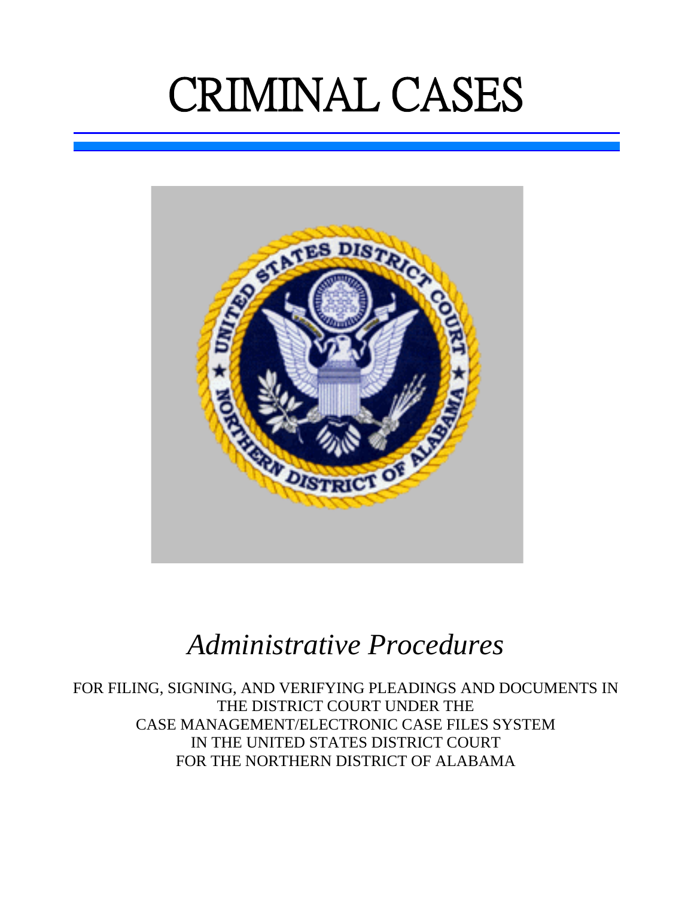# CRIMINAL CASES

*Administrative Procedures*

FOR FILING, SIGNING, AND VERIFYING PLEADINGS AND DOCUMENTS IN THE DISTRICT COURT UNDER THE CASE MANAGEMENT/ELECTRONIC CASE FILES SYSTEM IN THE UNITED STATES DISTRICT COURT FOR THE NORTHERN DISTRICT OF ALABAMA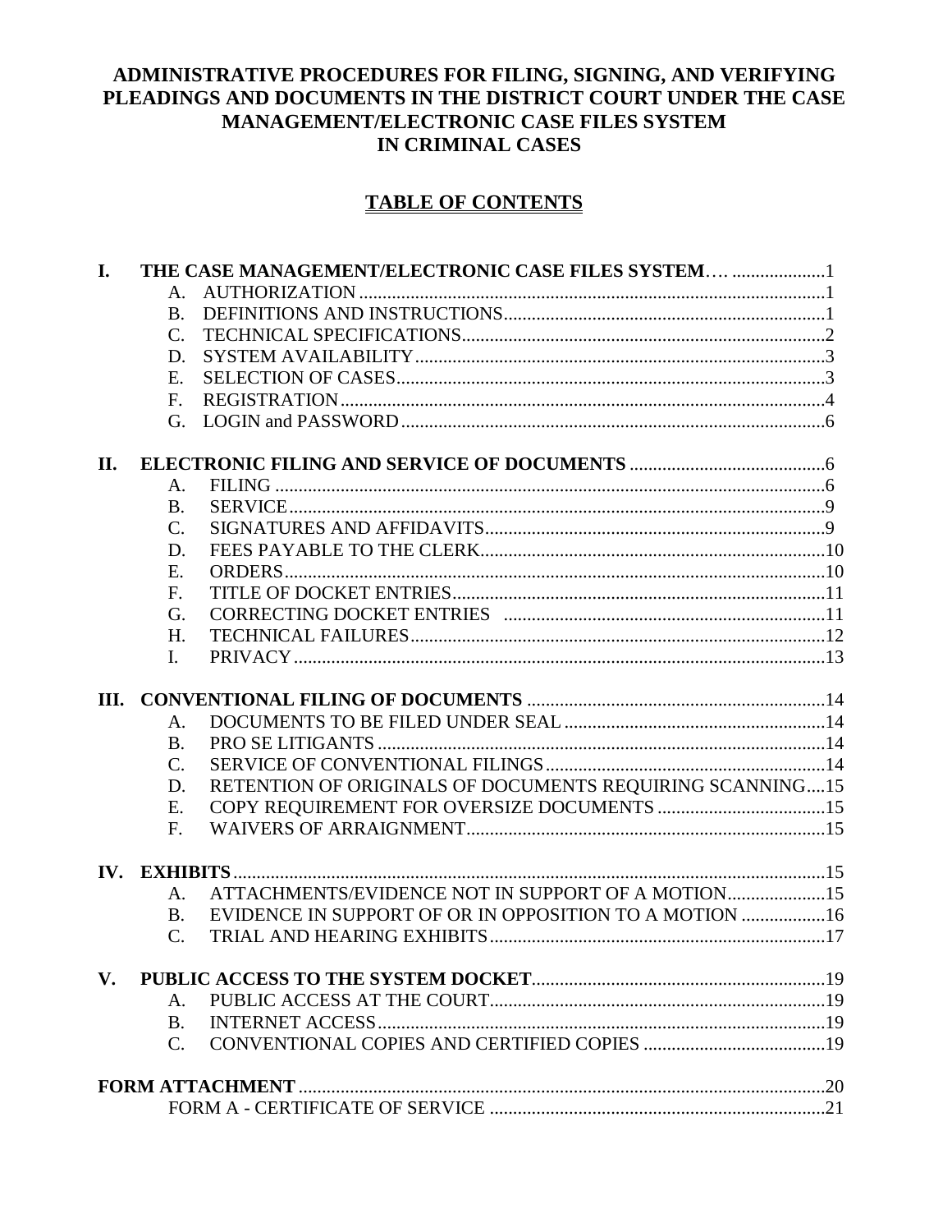# ADMINISTRATIVE PROCEDURES FOR FILING, SIGNING, AND VERIFYING PLEADINGS AND DOCUMENTS IN THE DISTRICT COURT UNDER THE CASE MANAGEMENT/ELECTRONIC CASE FILES SYSTEM IN CRIMINAL CASES

## TABLE OF CONTENTS

**I. THE CASE MANAGEMENT/ELECTRONIC CASE FILES SYSTEM** …. ....................1
- A. AUTHORIZATION ....................................................................................1
- B. DEFINITIONS AND INSTRUCTIONS........................................................1
- C. TECHNICAL SPECIFICATIONS..............................................................2
- D. SYSTEM AVAILABILITY.........................................................................3
- E. SELECTION OF CASES..........................................................................3
- F. REGISTRATION.......................................................................................4
- G. LOGIN and PASSWORD..........................................................................6

**II. ELECTRONIC FILING AND SERVICE OF DOCUMENTS** ..........................................6
- A. FILING ......................................................................................................6
- B. SERVICE...................................................................................................9
- C. SIGNATURES AND AFFIDAVITS...............................................................9
- D. FEES PAYABLE TO THE CLERK.............................................................10
- E. ORDERS....................................................................................................10
- F. TITLE OF DOCKET ENTRIES...................................................................11
- G. CORRECTING DOCKET ENTRIES .........................................................11
- H. TECHNICAL FAILURES...........................................................................12
- I. PRIVACY....................................................................................................13

**III. CONVENTIONAL FILING OF DOCUMENTS** ..............................................................14
- A. DOCUMENTS TO BE FILED UNDER SEAL ..............................................14
- B. PRO SE LITIGANTS ..................................................................................14
- C. SERVICE OF CONVENTIONAL FILINGS...................................................14
- D. RETENTION OF ORIGINALS OF DOCUMENTS REQUIRING SCANNING....15
- E. COPY REQUIREMENT FOR OVERSIZE DOCUMENTS ..............................15
- F. WAIVERS OF ARRAIGNMENT....................................................................15

**IV. EXHIBITS**.....................................................................................................................15
- A. ATTACHMENTS/EVIDENCE NOT IN SUPPORT OF A MOTION.....................15
- B. EVIDENCE IN SUPPORT OF OR IN OPPOSITION TO A MOTION ..................16
- C. TRIAL AND HEARING EXHIBITS..............................................................17

**V. PUBLIC ACCESS TO THE SYSTEM DOCKET**..............................................................19
- A. PUBLIC ACCESS AT THE COURT............................................................19
- B. INTERNET ACCESS..................................................................................19
- C. CONVENTIONAL COPIES AND CERTIFIED COPIES ...................................19

**FORM ATTACHMENT**...................................................................................................20
- FORM A - CERTIFICATE OF SERVICE ..........................................................21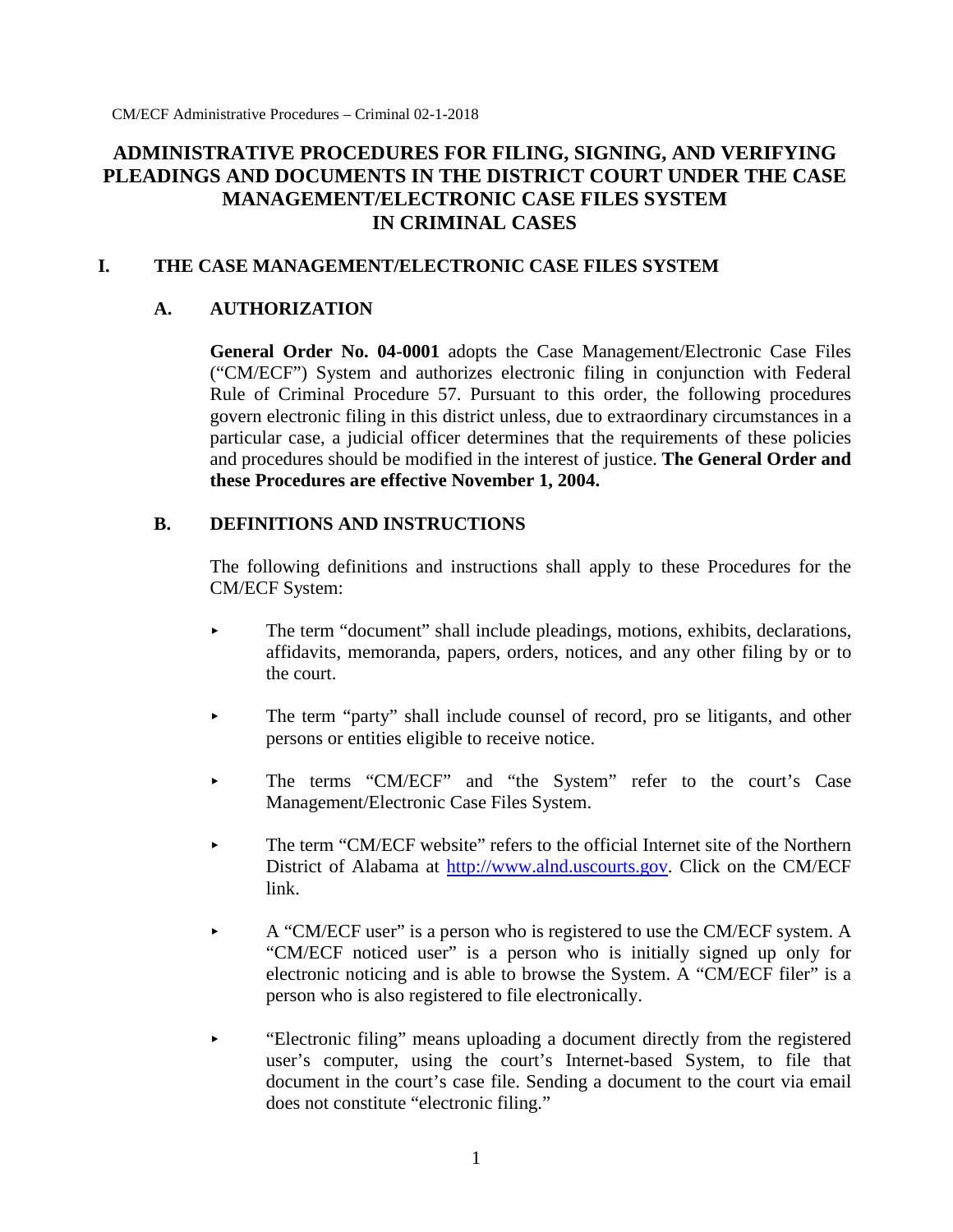# ADMINISTRATIVE PROCEDURES FOR FILING, SIGNING, AND VERIFYING PLEADINGS AND DOCUMENTS IN THE DISTRICT COURT UNDER THE CASE MANAGEMENT/ELECTRONIC CASE FILES SYSTEM IN CRIMINAL CASES

## I. THE CASE MANAGEMENT/ELECTRONIC CASE FILES SYSTEM

### A. AUTHORIZATION

**General Order No. 04-0001** adopts the Case Management/Electronic Case Files ("CM/ECF") System and authorizes electronic filing in conjunction with Federal Rule of Criminal Procedure 57. Pursuant to this order, the following procedures govern electronic filing in this district unless, due to extraordinary circumstances in a particular case, a judicial officer determines that the requirements of these policies and procedures should be modified in the interest of justice. **The General Order and these Procedures are effective November 1, 2004.**

### B. DEFINITIONS AND INSTRUCTIONS

The following definitions and instructions shall apply to these Procedures for the CM/ECF System:

- The term "document" shall include pleadings, motions, exhibits, declarations, affidavits, memoranda, papers, orders, notices, and any other filing by or to the court.
- The term "party" shall include counsel of record, pro se litigants, and other persons or entities eligible to receive notice.
- The terms "CM/ECF" and "the System" refer to the court's Case Management/Electronic Case Files System.
- The term "CM/ECF website" refers to the official Internet site of the Northern District of Alabama at http://www.alnd.uscourts.gov. Click on the CM/ECF link.
- A "CM/ECF user" is a person who is registered to use the CM/ECF system. A "CM/ECF noticed user" is a person who is initially signed up only for electronic noticing and is able to browse the System. A "CM/ECF filer" is a person who is also registered to file electronically.
- "Electronic filing" means uploading a document directly from the registered user's computer, using the court's Internet-based System, to file that document in the court's case file. Sending a document to the court via email does not constitute "electronic filing."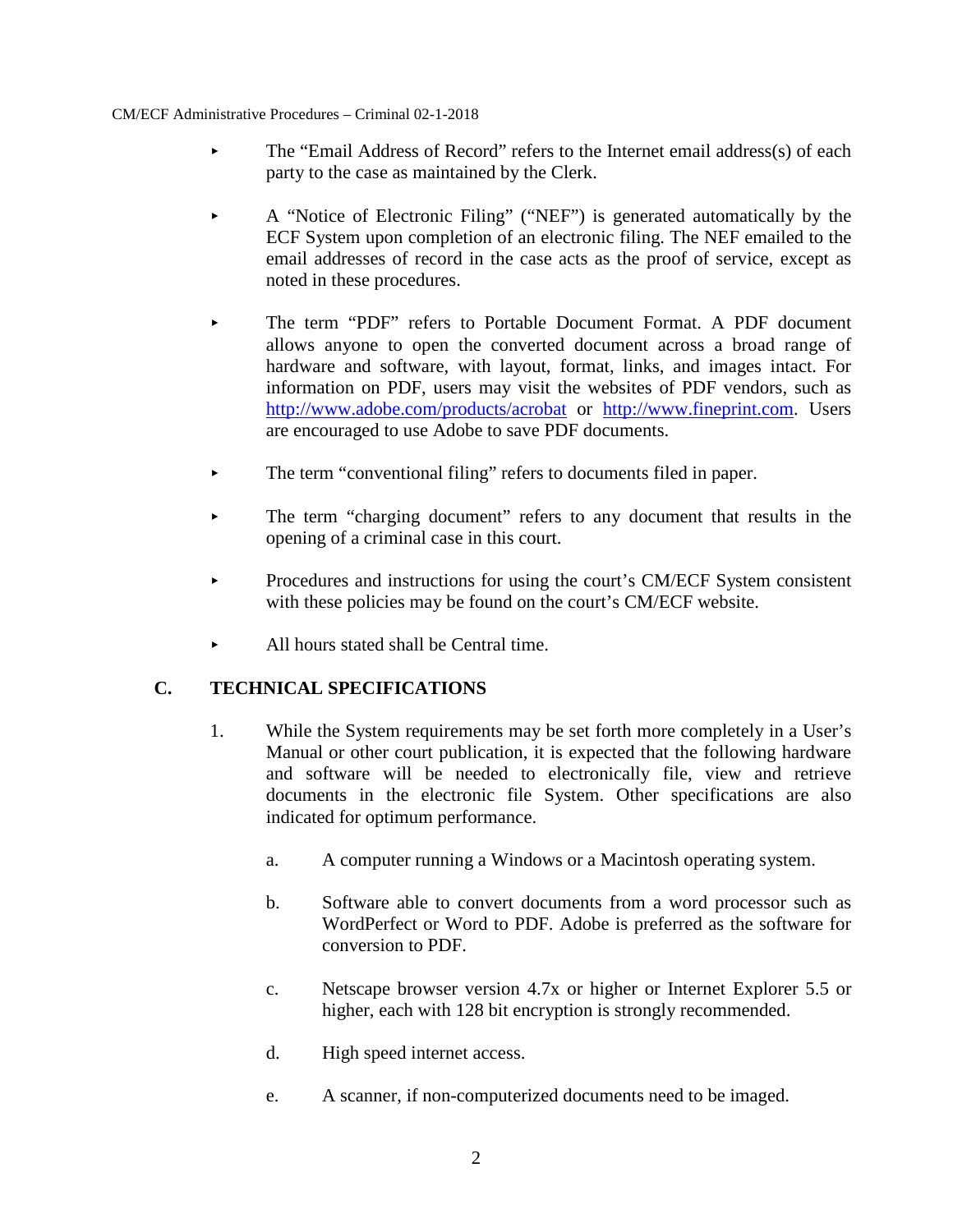- The "Email Address of Record" refers to the Internet email address(s) of each party to the case as maintained by the Clerk.

- A "Notice of Electronic Filing" ("NEF") is generated automatically by the ECF System upon completion of an electronic filing. The NEF emailed to the email addresses of record in the case acts as the proof of service, except as noted in these procedures.

- The term "PDF" refers to Portable Document Format. A PDF document allows anyone to open the converted document across a broad range of hardware and software, with layout, format, links, and images intact. For information on PDF, users may visit the websites of PDF vendors, such as [http://www.adobe.com/products/acrobat](http://www.adobe.com/products/acrobat) or [http://www.fineprint.com](http://www.fineprint.com). Users are encouraged to use Adobe to save PDF documents.

- The term "conventional filing" refers to documents filed in paper.

- The term "charging document" refers to any document that results in the opening of a criminal case in this court.

- Procedures and instructions for using the court's CM/ECF System consistent with these policies may be found on the court's CM/ECF website.

- All hours stated shall be Central time.

## C. TECHNICAL SPECIFICATIONS

1. While the System requirements may be set forth more completely in a User's Manual or other court publication, it is expected that the following hardware and software will be needed to electronically file, view and retrieve documents in the electronic file System. Other specifications are also indicated for optimum performance.

   a. A computer running a Windows or a Macintosh operating system.

   b. Software able to convert documents from a word processor such as WordPerfect or Word to PDF. Adobe is preferred as the software for conversion to PDF.

   c. Netscape browser version 4.7x or higher or Internet Explorer 5.5 or higher, each with 128 bit encryption is strongly recommended.

   d. High speed internet access.

   e. A scanner, if non-computerized documents need to be imaged.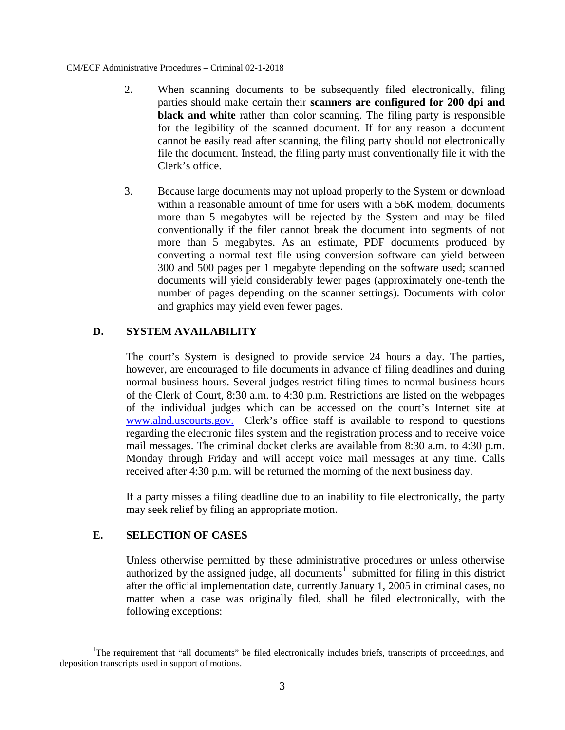2. When scanning documents to be subsequently filed electronically, filing parties should make certain their **scanners are configured for 200 dpi and black and white** rather than color scanning. The filing party is responsible for the legibility of the scanned document. If for any reason a document cannot be easily read after scanning, the filing party should not electronically file the document. Instead, the filing party must conventionally file it with the Clerk's office.

3. Because large documents may not upload properly to the System or download within a reasonable amount of time for users with a 56K modem, documents more than 5 megabytes will be rejected by the System and may be filed conventionally if the filer cannot break the document into segments of not more than 5 megabytes. As an estimate, PDF documents produced by converting a normal text file using conversion software can yield between 300 and 500 pages per 1 megabyte depending on the software used; scanned documents will yield considerably fewer pages (approximately one-tenth the number of pages depending on the scanner settings). Documents with color and graphics may yield even fewer pages.

## D. SYSTEM AVAILABILITY

The court's System is designed to provide service 24 hours a day. The parties, however, are encouraged to file documents in advance of filing deadlines and during normal business hours. Several judges restrict filing times to normal business hours of the Clerk of Court, 8:30 a.m. to 4:30 p.m. Restrictions are listed on the webpages of the individual judges which can be accessed on the court's Internet site at www.alnd.uscourts.gov. Clerk's office staff is available to respond to questions regarding the electronic files system and the registration process and to receive voice mail messages. The criminal docket clerks are available from 8:30 a.m. to 4:30 p.m. Monday through Friday and will accept voice mail messages at any time. Calls received after 4:30 p.m. will be returned the morning of the next business day.

If a party misses a filing deadline due to an inability to file electronically, the party may seek relief by filing an appropriate motion.

## E. SELECTION OF CASES

Unless otherwise permitted by these administrative procedures or unless otherwise authorized by the assigned judge, all documents[1] submitted for filing in this district after the official implementation date, currently January 1, 2005 in criminal cases, no matter when a case was originally filed, shall be filed electronically, with the following exceptions:

[1] The requirement that "all documents" be filed electronically includes briefs, transcripts of proceedings, and deposition transcripts used in support of motions.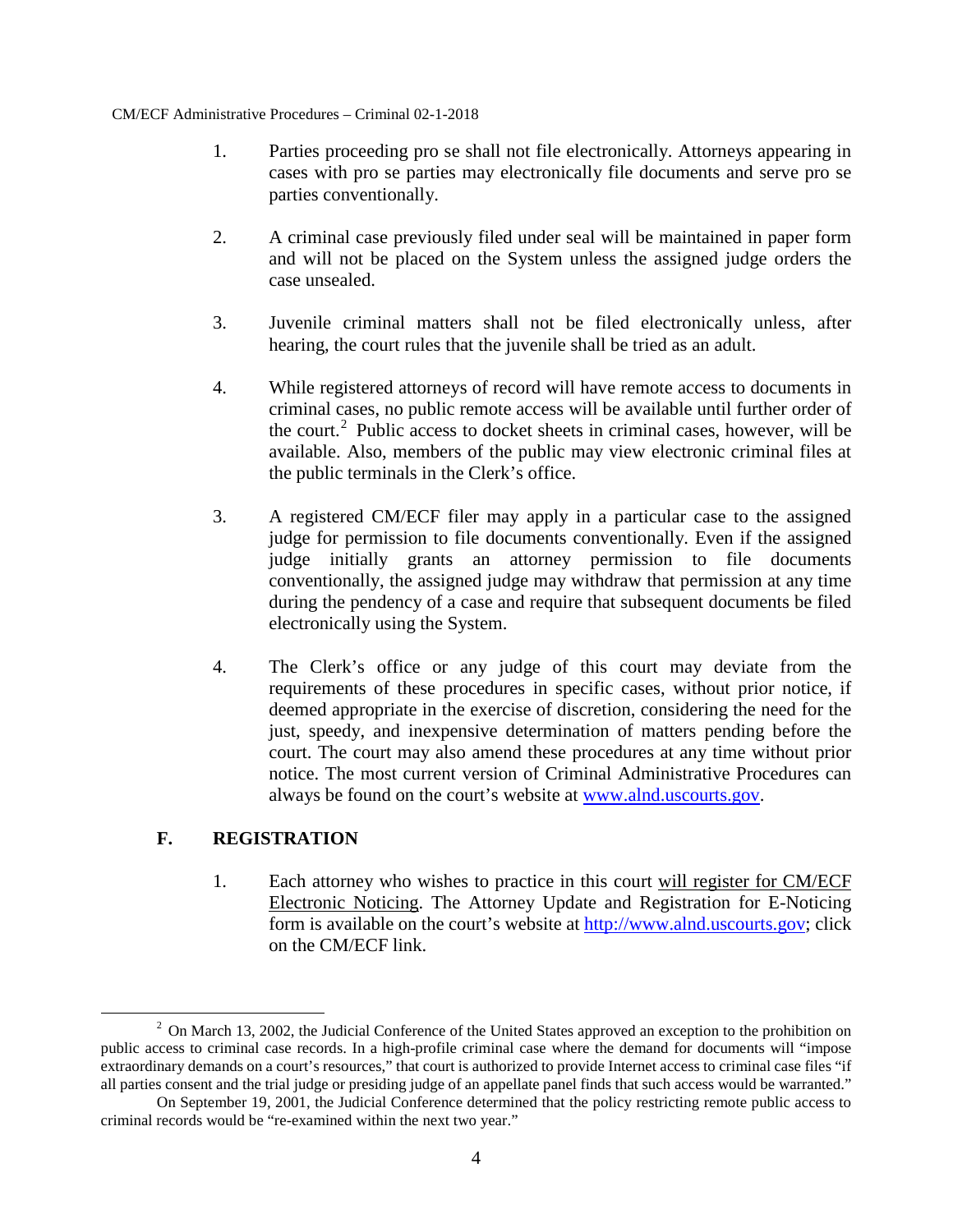1. Parties proceeding pro se shall not file electronically. Attorneys appearing in cases with pro se parties may electronically file documents and serve pro se parties conventionally.

2. A criminal case previously filed under seal will be maintained in paper form and will not be placed on the System unless the assigned judge orders the case unsealed.

3. Juvenile criminal matters shall not be filed electronically unless, after hearing, the court rules that the juvenile shall be tried as an adult.

4. While registered attorneys of record will have remote access to documents in criminal cases, no public remote access will be available until further order of the court.[2] Public access to docket sheets in criminal cases, however, will be available. Also, members of the public may view electronic criminal files at the public terminals in the Clerk's office.

3. A registered CM/ECF filer may apply in a particular case to the assigned judge for permission to file documents conventionally. Even if the assigned judge initially grants an attorney permission to file documents conventionally, the assigned judge may withdraw that permission at any time during the pendency of a case and require that subsequent documents be filed electronically using the System.

4. The Clerk's office or any judge of this court may deviate from the requirements of these procedures in specific cases, without prior notice, if deemed appropriate in the exercise of discretion, considering the need for the just, speedy, and inexpensive determination of matters pending before the court. The court may also amend these procedures at any time without prior notice. The most current version of Criminal Administrative Procedures can always be found on the court's website at [www.alnd.uscourts.gov](www.alnd.uscourts.gov).

## F. REGISTRATION

1. Each attorney who wishes to practice in this court will register for CM/ECF Electronic Noticing. The Attorney Update and Registration for E-Noticing form is available on the court's website at [http://www.alnd.uscourts.gov](http://www.alnd.uscourts.gov); click on the CM/ECF link.

---

[2] On March 13, 2002, the Judicial Conference of the United States approved an exception to the prohibition on public access to criminal case records. In a high-profile criminal case where the demand for documents will "impose extraordinary demands on a court's resources," that court is authorized to provide Internet access to criminal case files "if all parties consent and the trial judge or presiding judge of an appellate panel finds that such access would be warranted."

On September 19, 2001, the Judicial Conference determined that the policy restricting remote public access to criminal records would be "re-examined within the next two year."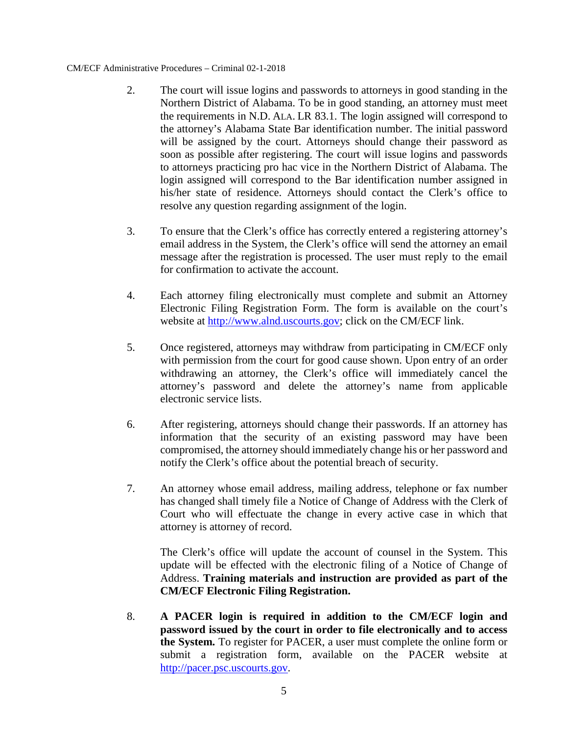2. The court will issue logins and passwords to attorneys in good standing in the Northern District of Alabama. To be in good standing, an attorney must meet the requirements in N.D. ALA. LR 83.1. The login assigned will correspond to the attorney's Alabama State Bar identification number. The initial password will be assigned by the court. Attorneys should change their password as soon as possible after registering. The court will issue logins and passwords to attorneys practicing pro hac vice in the Northern District of Alabama. The login assigned will correspond to the Bar identification number assigned in his/her state of residence. Attorneys should contact the Clerk's office to resolve any question regarding assignment of the login.

3. To ensure that the Clerk's office has correctly entered a registering attorney's email address in the System, the Clerk's office will send the attorney an email message after the registration is processed. The user must reply to the email for confirmation to activate the account.

4. Each attorney filing electronically must complete and submit an Attorney Electronic Filing Registration Form. The form is available on the court's website at [http://www.alnd.uscourts.gov](http://www.alnd.uscourts.gov); click on the CM/ECF link.

5. Once registered, attorneys may withdraw from participating in CM/ECF only with permission from the court for good cause shown. Upon entry of an order withdrawing an attorney, the Clerk's office will immediately cancel the attorney's password and delete the attorney's name from applicable electronic service lists.

6. After registering, attorneys should change their passwords. If an attorney has information that the security of an existing password may have been compromised, the attorney should immediately change his or her password and notify the Clerk's office about the potential breach of security.

7. An attorney whose email address, mailing address, telephone or fax number has changed shall timely file a Notice of Change of Address with the Clerk of Court who will effectuate the change in every active case in which that attorney is attorney of record.

   The Clerk's office will update the account of counsel in the System. This update will be effected with the electronic filing of a Notice of Change of Address. **Training materials and instruction are provided as part of the CM/ECF Electronic Filing Registration.**

8. **A PACER login is required in addition to the CM/ECF login and password issued by the court in order to file electronically and to access the System.** To register for PACER, a user must complete the online form or submit a registration form, available on the PACER website at [http://pacer.psc.uscourts.gov](http://pacer.psc.uscourts.gov).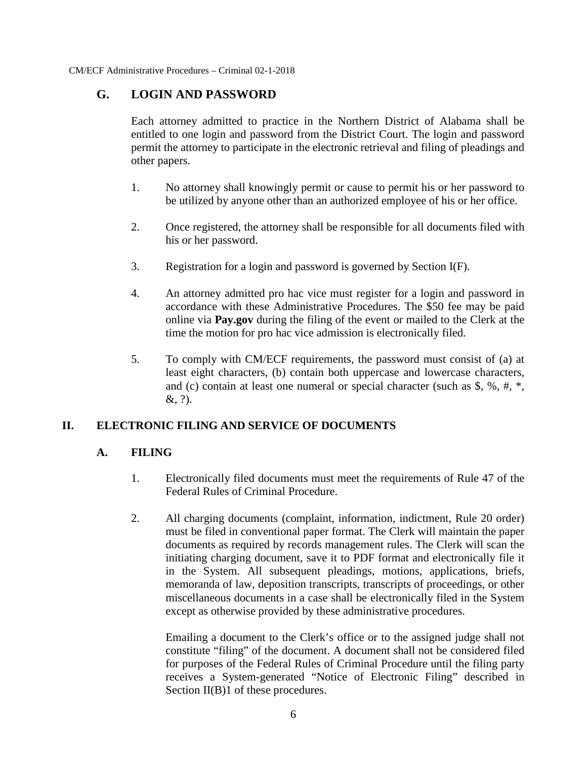## G. LOGIN AND PASSWORD

Each attorney admitted to practice in the Northern District of Alabama shall be entitled to one login and password from the District Court. The login and password permit the attorney to participate in the electronic retrieval and filing of pleadings and other papers.

1. No attorney shall knowingly permit or cause to permit his or her password to be utilized by anyone other than an authorized employee of his or her office.

2. Once registered, the attorney shall be responsible for all documents filed with his or her password.

3. Registration for a login and password is governed by Section I(F).

4. An attorney admitted pro hac vice must register for a login and password in accordance with these Administrative Procedures. The $50 fee may be paid online via **Pay.gov** during the filing of the event or mailed to the Clerk at the time the motion for pro hac vice admission is electronically filed.

5. To comply with CM/ECF requirements, the password must consist of (a) at least eight characters, (b) contain both uppercase and lowercase characters, and (c) contain at least one numeral or special character (such as $, %, #, *, &, ?).

# II. ELECTRONIC FILING AND SERVICE OF DOCUMENTS

## A. FILING

1. Electronically filed documents must meet the requirements of Rule 47 of the Federal Rules of Criminal Procedure.

2. All charging documents (complaint, information, indictment, Rule 20 order) must be filed in conventional paper format. The Clerk will maintain the paper documents as required by records management rules. The Clerk will scan the initiating charging document, save it to PDF format and electronically file it in the System. All subsequent pleadings, motions, applications, briefs, memoranda of law, deposition transcripts, transcripts of proceedings, or other miscellaneous documents in a case shall be electronically filed in the System except as otherwise provided by these administrative procedures.

   Emailing a document to the Clerk's office or to the assigned judge shall not constitute "filing" of the document. A document shall not be considered filed for purposes of the Federal Rules of Criminal Procedure until the filing party receives a System-generated "Notice of Electronic Filing" described in Section II(B)1 of these procedures.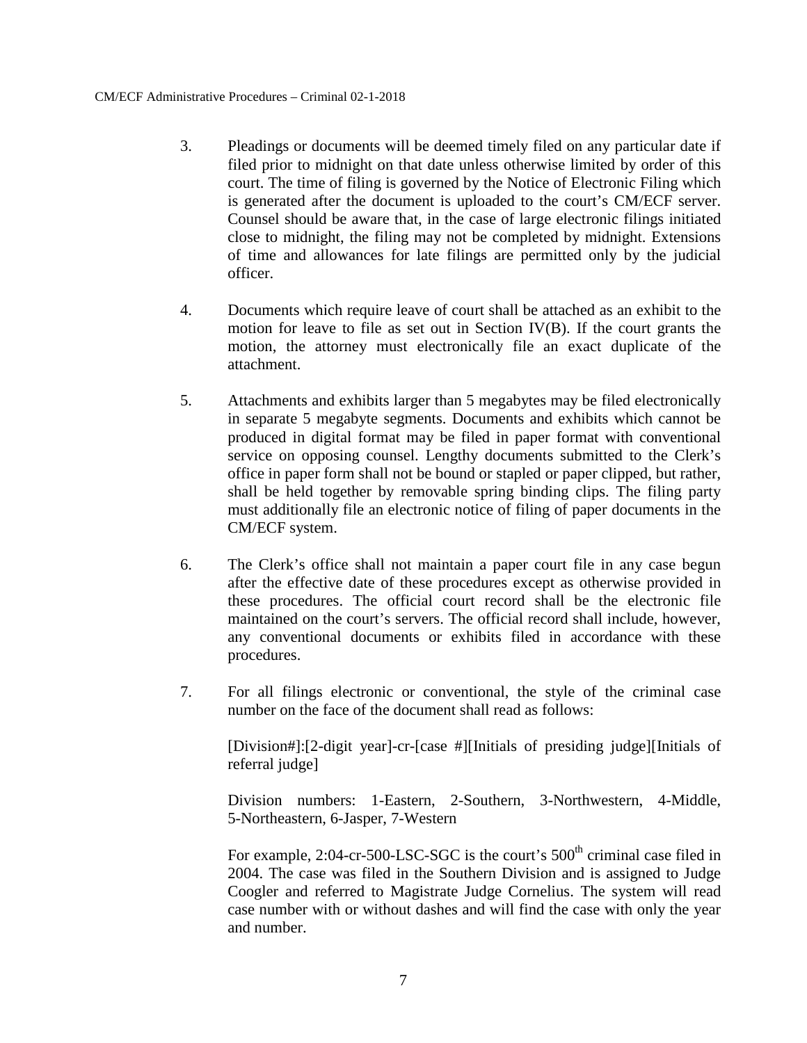3. Pleadings or documents will be deemed timely filed on any particular date if filed prior to midnight on that date unless otherwise limited by order of this court. The time of filing is governed by the Notice of Electronic Filing which is generated after the document is uploaded to the court's CM/ECF server. Counsel should be aware that, in the case of large electronic filings initiated close to midnight, the filing may not be completed by midnight. Extensions of time and allowances for late filings are permitted only by the judicial officer.

4. Documents which require leave of court shall be attached as an exhibit to the motion for leave to file as set out in Section IV(B). If the court grants the motion, the attorney must electronically file an exact duplicate of the attachment.

5. Attachments and exhibits larger than 5 megabytes may be filed electronically in separate 5 megabyte segments. Documents and exhibits which cannot be produced in digital format may be filed in paper format with conventional service on opposing counsel. Lengthy documents submitted to the Clerk's office in paper form shall not be bound or stapled or paper clipped, but rather, shall be held together by removable spring binding clips. The filing party must additionally file an electronic notice of filing of paper documents in the CM/ECF system.

6. The Clerk's office shall not maintain a paper court file in any case begun after the effective date of these procedures except as otherwise provided in these procedures. The official court record shall be the electronic file maintained on the court's servers. The official record shall include, however, any conventional documents or exhibits filed in accordance with these procedures.

7. For all filings electronic or conventional, the style of the criminal case number on the face of the document shall read as follows:

   [Division#]:[2-digit year]-cr-[case #][Initials of presiding judge][Initials of referral judge]

   Division numbers: 1-Eastern, 2-Southern, 3-Northwestern, 4-Middle, 5-Northeastern, 6-Jasper, 7-Western

   For example, 2:04-cr-500-LSC-SGC is the court's 500th criminal case filed in 2004. The case was filed in the Southern Division and is assigned to Judge Coogler and referred to Magistrate Judge Cornelius. The system will read case number with or without dashes and will find the case with only the year and number.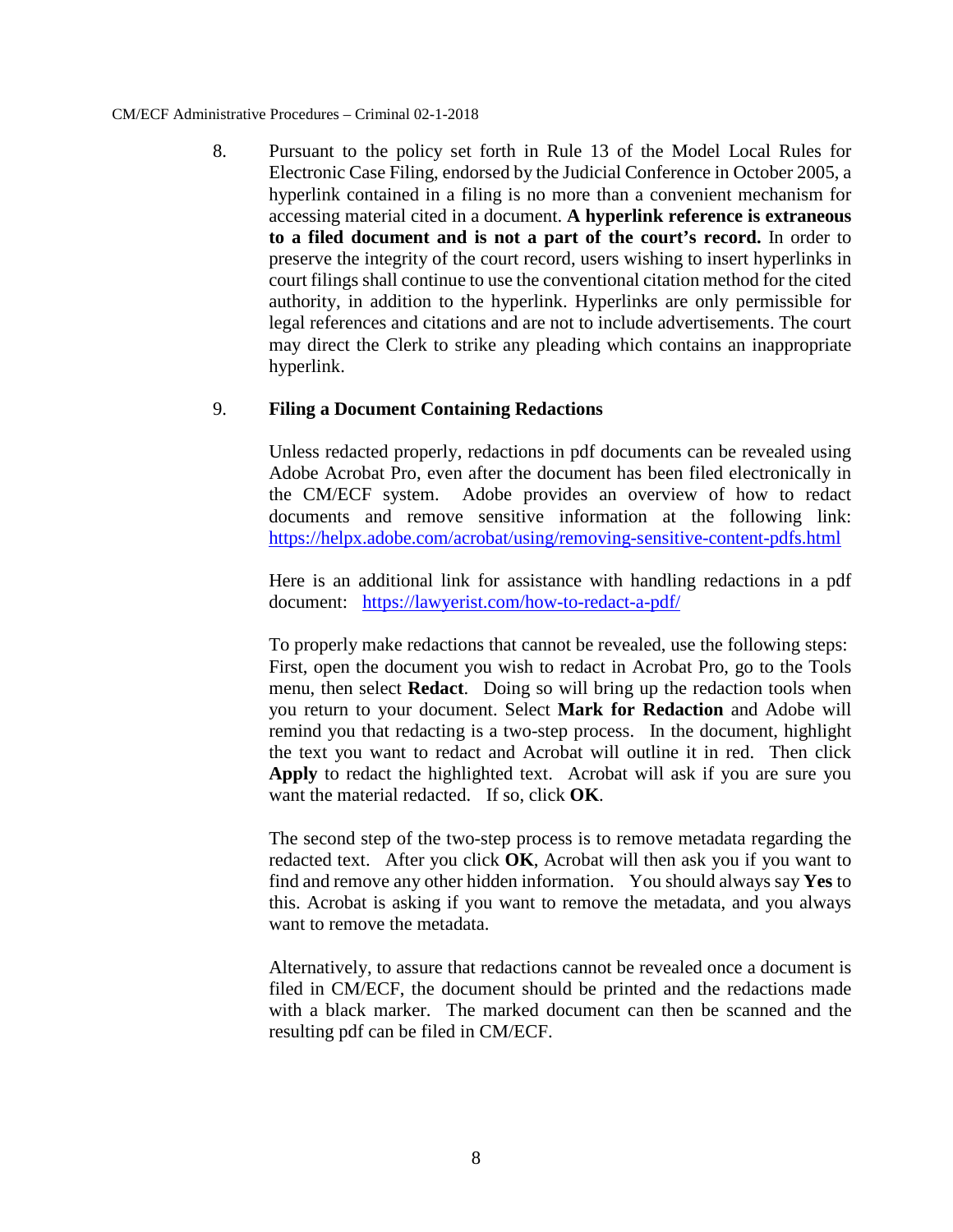8. Pursuant to the policy set forth in Rule 13 of the Model Local Rules for Electronic Case Filing, endorsed by the Judicial Conference in October 2005, a hyperlink contained in a filing is no more than a convenient mechanism for accessing material cited in a document. **A hyperlink reference is extraneous to a filed document and is not a part of the court's record.** In order to preserve the integrity of the court record, users wishing to insert hyperlinks in court filings shall continue to use the conventional citation method for the cited authority, in addition to the hyperlink. Hyperlinks are only permissible for legal references and citations and are not to include advertisements. The court may direct the Clerk to strike any pleading which contains an inappropriate hyperlink.

9. **Filing a Document Containing Redactions**

Unless redacted properly, redactions in pdf documents can be revealed using Adobe Acrobat Pro, even after the document has been filed electronically in the CM/ECF system. Adobe provides an overview of how to redact documents and remove sensitive information at the following link: https://helpx.adobe.com/acrobat/using/removing-sensitive-content-pdfs.html

Here is an additional link for assistance with handling redactions in a pdf document: https://lawyerist.com/how-to-redact-a-pdf/

To properly make redactions that cannot be revealed, use the following steps: First, open the document you wish to redact in Acrobat Pro, go to the Tools menu, then select **Redact**. Doing so will bring up the redaction tools when you return to your document. Select **Mark for Redaction** and Adobe will remind you that redacting is a two-step process. In the document, highlight the text you want to redact and Acrobat will outline it in red. Then click **Apply** to redact the highlighted text. Acrobat will ask if you are sure you want the material redacted. If so, click **OK**.

The second step of the two-step process is to remove metadata regarding the redacted text. After you click **OK**, Acrobat will then ask you if you want to find and remove any other hidden information. You should always say **Yes** to this. Acrobat is asking if you want to remove the metadata, and you always want to remove the metadata.

Alternatively, to assure that redactions cannot be revealed once a document is filed in CM/ECF, the document should be printed and the redactions made with a black marker. The marked document can then be scanned and the resulting pdf can be filed in CM/ECF.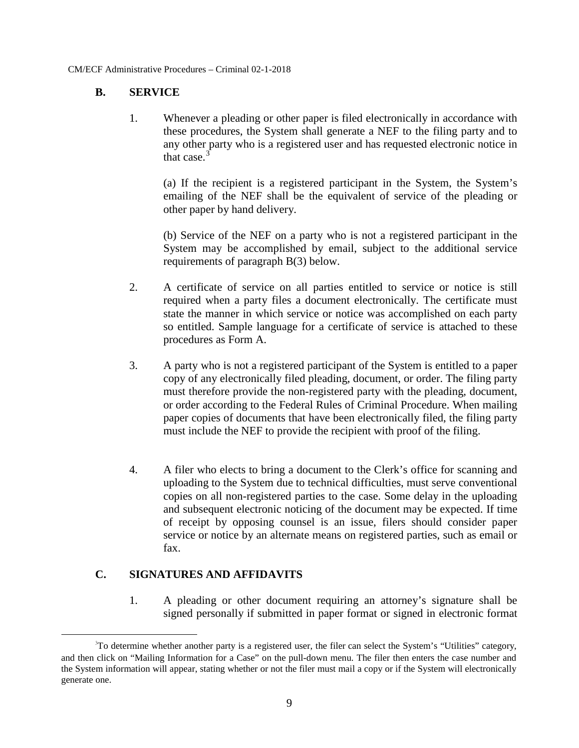## B. SERVICE

1. Whenever a pleading or other paper is filed electronically in accordance with these procedures, the System shall generate a NEF to the filing party and to any other party who is a registered user and has requested electronic notice in that case.[3]

   (a) If the recipient is a registered participant in the System, the System's emailing of the NEF shall be the equivalent of service of the pleading or other paper by hand delivery.

   (b) Service of the NEF on a party who is not a registered participant in the System may be accomplished by email, subject to the additional service requirements of paragraph B(3) below.

2. A certificate of service on all parties entitled to service or notice is still required when a party files a document electronically. The certificate must state the manner in which service or notice was accomplished on each party so entitled. Sample language for a certificate of service is attached to these procedures as Form A.

3. A party who is not a registered participant of the System is entitled to a paper copy of any electronically filed pleading, document, or order. The filing party must therefore provide the non-registered party with the pleading, document, or order according to the Federal Rules of Criminal Procedure. When mailing paper copies of documents that have been electronically filed, the filing party must include the NEF to provide the recipient with proof of the filing.

4. A filer who elects to bring a document to the Clerk's office for scanning and uploading to the System due to technical difficulties, must serve conventional copies on all non-registered parties to the case. Some delay in the uploading and subsequent electronic noticing of the document may be expected. If time of receipt by opposing counsel is an issue, filers should consider paper service or notice by an alternate means on registered parties, such as email or fax.

## C. SIGNATURES AND AFFIDAVITS

1. A pleading or other document requiring an attorney's signature shall be signed personally if submitted in paper format or signed in electronic format

---

[3] To determine whether another party is a registered user, the filer can select the System's "Utilities" category, and then click on "Mailing Information for a Case" on the pull-down menu. The filer then enters the case number and the System information will appear, stating whether or not the filer must mail a copy or if the System will electronically generate one.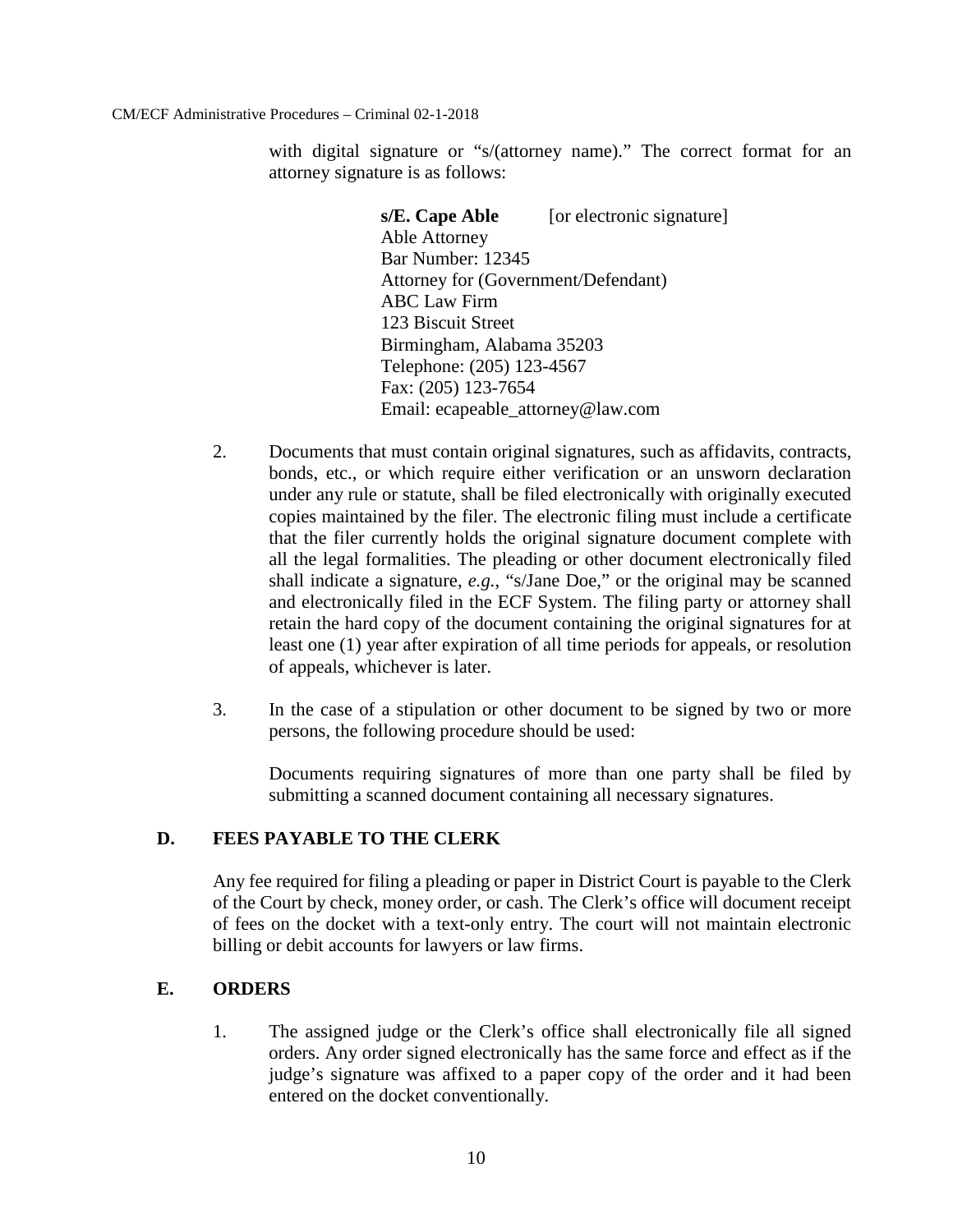with digital signature or "s/(attorney name)." The correct format for an attorney signature is as follows:

> **s/E. Cape Able** [or electronic signature]
> Able Attorney
> Bar Number: 12345
> Attorney for (Government/Defendant)
> ABC Law Firm
> 123 Biscuit Street
> Birmingham, Alabama 35203
> Telephone: (205) 123-4567
> Fax: (205) 123-7654
> Email: ecapeable_attorney@law.com

2. Documents that must contain original signatures, such as affidavits, contracts, bonds, etc., or which require either verification or an unsworn declaration under any rule or statute, shall be filed electronically with originally executed copies maintained by the filer. The electronic filing must include a certificate that the filer currently holds the original signature document complete with all the legal formalities. The pleading or other document electronically filed shall indicate a signature, *e.g.*, "s/Jane Doe," or the original may be scanned and electronically filed in the ECF System. The filing party or attorney shall retain the hard copy of the document containing the original signatures for at least one (1) year after expiration of all time periods for appeals, or resolution of appeals, whichever is later.

3. In the case of a stipulation or other document to be signed by two or more persons, the following procedure should be used:

   Documents requiring signatures of more than one party shall be filed by submitting a scanned document containing all necessary signatures.

## D. FEES PAYABLE TO THE CLERK

Any fee required for filing a pleading or paper in District Court is payable to the Clerk of the Court by check, money order, or cash. The Clerk's office will document receipt of fees on the docket with a text-only entry. The court will not maintain electronic billing or debit accounts for lawyers or law firms.

## E. ORDERS

1. The assigned judge or the Clerk's office shall electronically file all signed orders. Any order signed electronically has the same force and effect as if the judge's signature was affixed to a paper copy of the order and it had been entered on the docket conventionally.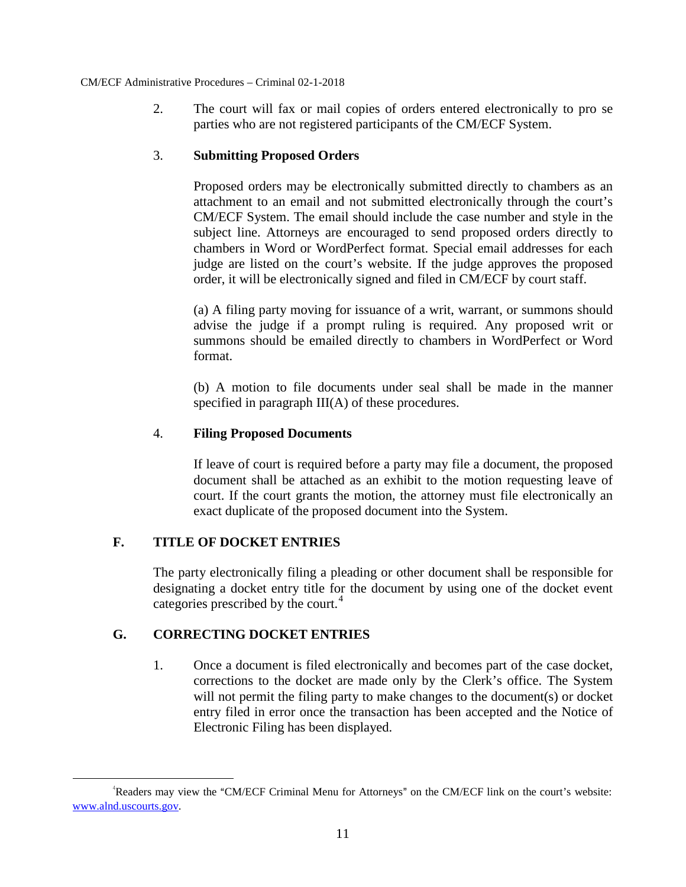2. The court will fax or mail copies of orders entered electronically to pro se parties who are not registered participants of the CM/ECF System.

3. **Submitting Proposed Orders**

   Proposed orders may be electronically submitted directly to chambers as an attachment to an email and not submitted electronically through the court's CM/ECF System. The email should include the case number and style in the subject line. Attorneys are encouraged to send proposed orders directly to chambers in Word or WordPerfect format. Special email addresses for each judge are listed on the court's website. If the judge approves the proposed order, it will be electronically signed and filed in CM/ECF by court staff.

   (a) A filing party moving for issuance of a writ, warrant, or summons should advise the judge if a prompt ruling is required. Any proposed writ or summons should be emailed directly to chambers in WordPerfect or Word format.

   (b) A motion to file documents under seal shall be made in the manner specified in paragraph III(A) of these procedures.

4. **Filing Proposed Documents**

   If leave of court is required before a party may file a document, the proposed document shall be attached as an exhibit to the motion requesting leave of court. If the court grants the motion, the attorney must file electronically an exact duplicate of the proposed document into the System.

## F. TITLE OF DOCKET ENTRIES

The party electronically filing a pleading or other document shall be responsible for designating a docket entry title for the document by using one of the docket event categories prescribed by the court.[4]

## G. CORRECTING DOCKET ENTRIES

1. Once a document is filed electronically and becomes part of the case docket, corrections to the docket are made only by the Clerk's office. The System will not permit the filing party to make changes to the document(s) or docket entry filed in error once the transaction has been accepted and the Notice of Electronic Filing has been displayed.

---

[4] Readers may view the "CM/ECF Criminal Menu for Attorneys" on the CM/ECF link on the court's website: www.alnd.uscourts.gov.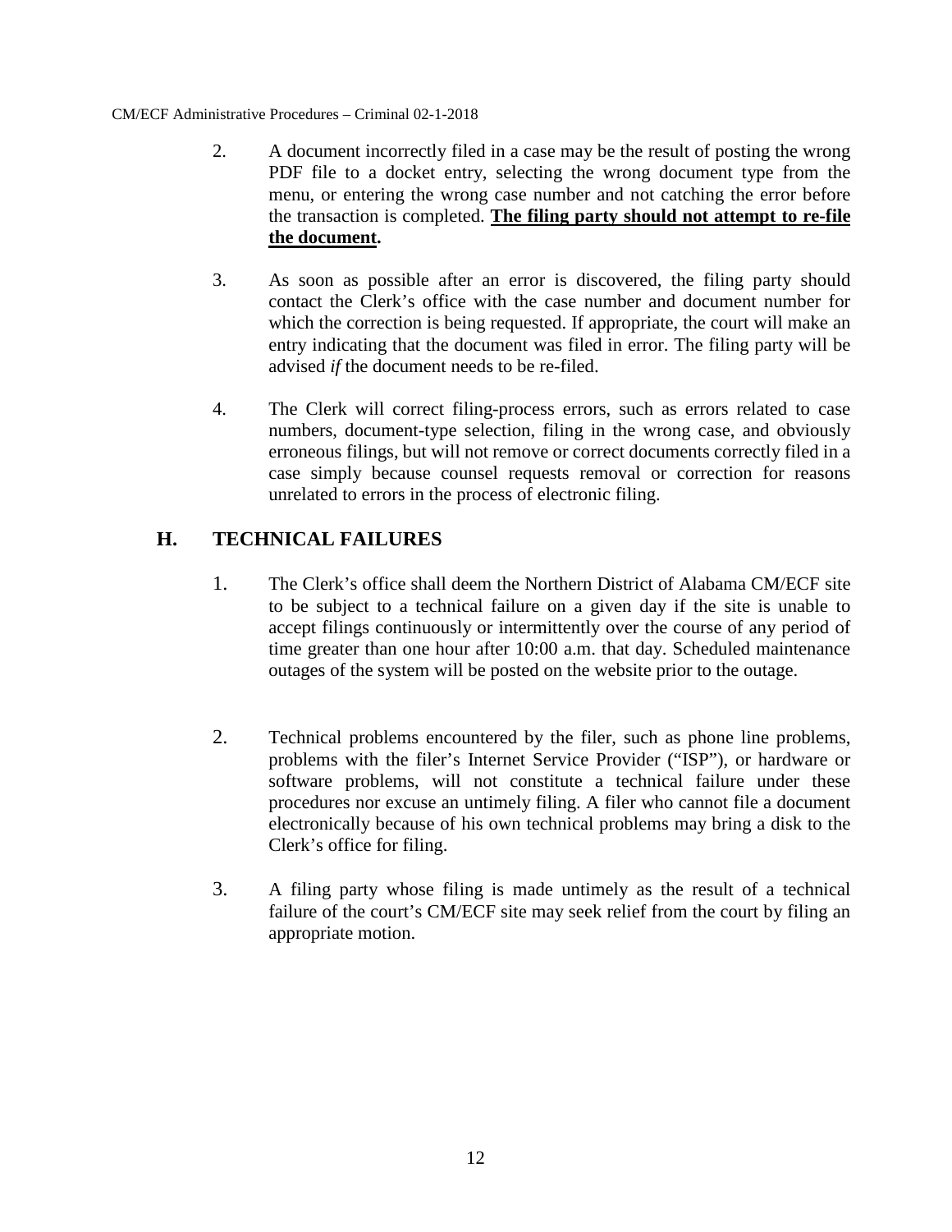2. A document incorrectly filed in a case may be the result of posting the wrong PDF file to a docket entry, selecting the wrong document type from the menu, or entering the wrong case number and not catching the error before the transaction is completed. **<u>The filing party should not attempt to re-file the document</u>.**

3. As soon as possible after an error is discovered, the filing party should contact the Clerk's office with the case number and document number for which the correction is being requested. If appropriate, the court will make an entry indicating that the document was filed in error. The filing party will be advised *if* the document needs to be re-filed.

4. The Clerk will correct filing-process errors, such as errors related to case numbers, document-type selection, filing in the wrong case, and obviously erroneous filings, but will not remove or correct documents correctly filed in a case simply because counsel requests removal or correction for reasons unrelated to errors in the process of electronic filing.

## H. TECHNICAL FAILURES

1. The Clerk's office shall deem the Northern District of Alabama CM/ECF site to be subject to a technical failure on a given day if the site is unable to accept filings continuously or intermittently over the course of any period of time greater than one hour after 10:00 a.m. that day. Scheduled maintenance outages of the system will be posted on the website prior to the outage.

2. Technical problems encountered by the filer, such as phone line problems, problems with the filer's Internet Service Provider ("ISP"), or hardware or software problems, will not constitute a technical failure under these procedures nor excuse an untimely filing. A filer who cannot file a document electronically because of his own technical problems may bring a disk to the Clerk's office for filing.

3. A filing party whose filing is made untimely as the result of a technical failure of the court's CM/ECF site may seek relief from the court by filing an appropriate motion.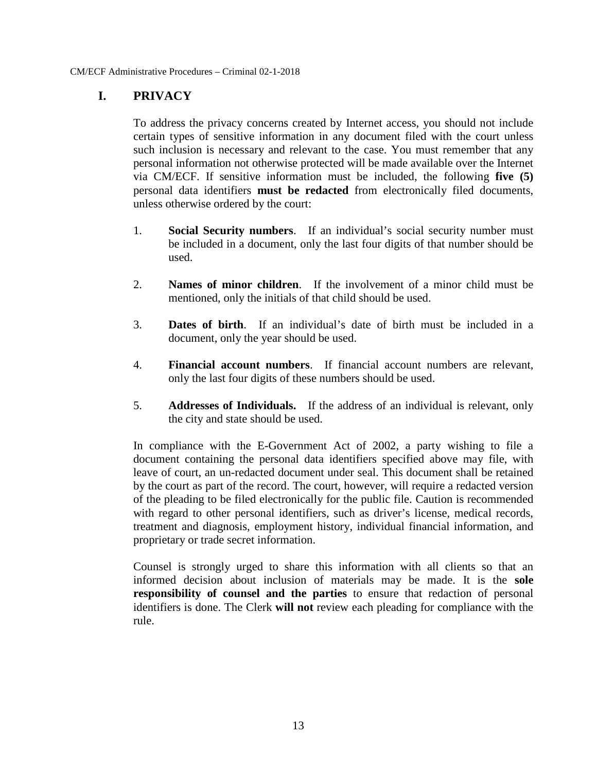## I. PRIVACY

To address the privacy concerns created by Internet access, you should not include certain types of sensitive information in any document filed with the court unless such inclusion is necessary and relevant to the case. You must remember that any personal information not otherwise protected will be made available over the Internet via CM/ECF. If sensitive information must be included, the following **five (5)** personal data identifiers **must be redacted** from electronically filed documents, unless otherwise ordered by the court:

1. **Social Security numbers**. If an individual's social security number must be included in a document, only the last four digits of that number should be used.

2. **Names of minor children**. If the involvement of a minor child must be mentioned, only the initials of that child should be used.

3. **Dates of birth**. If an individual's date of birth must be included in a document, only the year should be used.

4. **Financial account numbers**. If financial account numbers are relevant, only the last four digits of these numbers should be used.

5. **Addresses of Individuals.** If the address of an individual is relevant, only the city and state should be used.

In compliance with the E-Government Act of 2002, a party wishing to file a document containing the personal data identifiers specified above may file, with leave of court, an un-redacted document under seal. This document shall be retained by the court as part of the record. The court, however, will require a redacted version of the pleading to be filed electronically for the public file. Caution is recommended with regard to other personal identifiers, such as driver's license, medical records, treatment and diagnosis, employment history, individual financial information, and proprietary or trade secret information.

Counsel is strongly urged to share this information with all clients so that an informed decision about inclusion of materials may be made. It is the **sole responsibility of counsel and the parties** to ensure that redaction of personal identifiers is done. The Clerk **will not** review each pleading for compliance with the rule.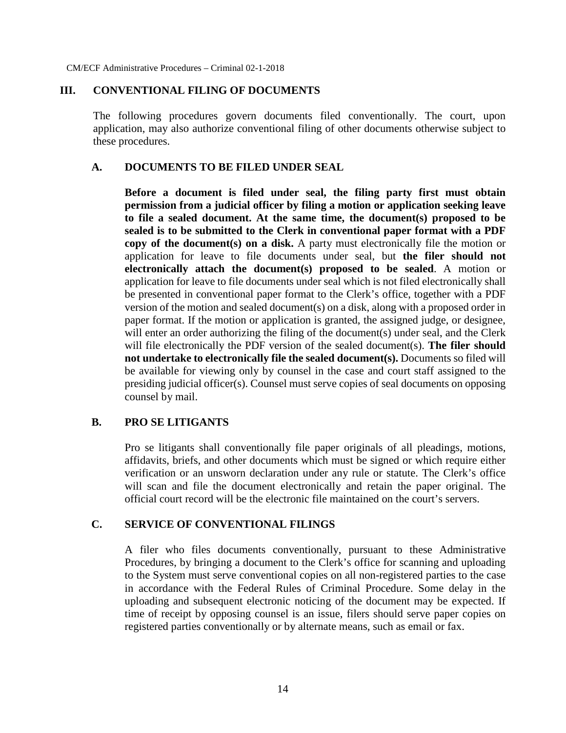## III. CONVENTIONAL FILING OF DOCUMENTS

The following procedures govern documents filed conventionally. The court, upon application, may also authorize conventional filing of other documents otherwise subject to these procedures.

### A. DOCUMENTS TO BE FILED UNDER SEAL

**Before a document is filed under seal, the filing party first must obtain permission from a judicial officer by filing a motion or application seeking leave to file a sealed document. At the same time, the document(s) proposed to be sealed is to be submitted to the Clerk in conventional paper format with a PDF copy of the document(s) on a disk.** A party must electronically file the motion or application for leave to file documents under seal, but **the filer should not electronically attach the document(s) proposed to be sealed**. A motion or application for leave to file documents under seal which is not filed electronically shall be presented in conventional paper format to the Clerk's office, together with a PDF version of the motion and sealed document(s) on a disk, along with a proposed order in paper format. If the motion or application is granted, the assigned judge, or designee, will enter an order authorizing the filing of the document(s) under seal, and the Clerk will file electronically the PDF version of the sealed document(s). **The filer should not undertake to electronically file the sealed document(s).** Documents so filed will be available for viewing only by counsel in the case and court staff assigned to the presiding judicial officer(s). Counsel must serve copies of seal documents on opposing counsel by mail.

### B. PRO SE LITIGANTS

Pro se litigants shall conventionally file paper originals of all pleadings, motions, affidavits, briefs, and other documents which must be signed or which require either verification or an unsworn declaration under any rule or statute. The Clerk's office will scan and file the document electronically and retain the paper original. The official court record will be the electronic file maintained on the court's servers.

### C. SERVICE OF CONVENTIONAL FILINGS

A filer who files documents conventionally, pursuant to these Administrative Procedures, by bringing a document to the Clerk's office for scanning and uploading to the System must serve conventional copies on all non-registered parties to the case in accordance with the Federal Rules of Criminal Procedure. Some delay in the uploading and subsequent electronic noticing of the document may be expected. If time of receipt by opposing counsel is an issue, filers should serve paper copies on registered parties conventionally or by alternate means, such as email or fax.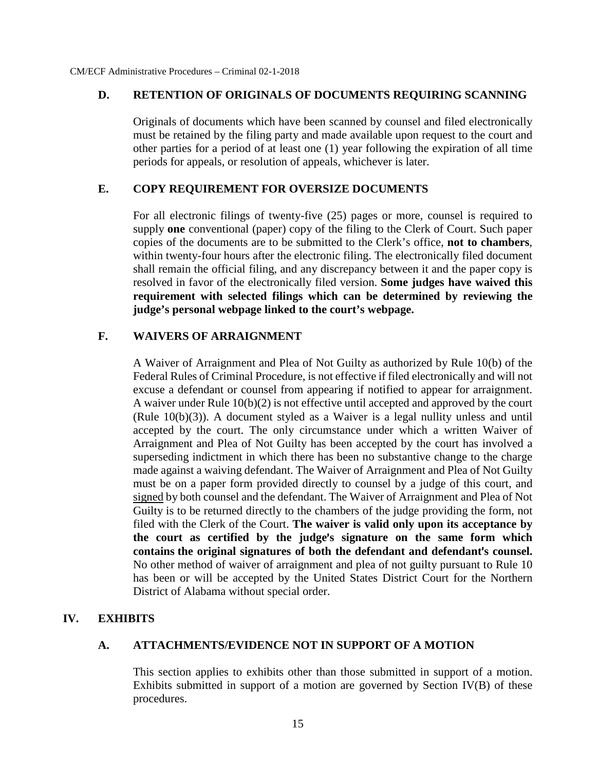### D. RETENTION OF ORIGINALS OF DOCUMENTS REQUIRING SCANNING

Originals of documents which have been scanned by counsel and filed electronically must be retained by the filing party and made available upon request to the court and other parties for a period of at least one (1) year following the expiration of all time periods for appeals, or resolution of appeals, whichever is later.

### E. COPY REQUIREMENT FOR OVERSIZE DOCUMENTS

For all electronic filings of twenty-five (25) pages or more, counsel is required to supply **one** conventional (paper) copy of the filing to the Clerk of Court. Such paper copies of the documents are to be submitted to the Clerk's office, **not to chambers**, within twenty-four hours after the electronic filing. The electronically filed document shall remain the official filing, and any discrepancy between it and the paper copy is resolved in favor of the electronically filed version. **Some judges have waived this requirement with selected filings which can be determined by reviewing the judge's personal webpage linked to the court's webpage.**

### F. WAIVERS OF ARRAIGNMENT

A Waiver of Arraignment and Plea of Not Guilty as authorized by Rule 10(b) of the Federal Rules of Criminal Procedure, is not effective if filed electronically and will not excuse a defendant or counsel from appearing if notified to appear for arraignment. A waiver under Rule 10(b)(2) is not effective until accepted and approved by the court (Rule 10(b)(3)). A document styled as a Waiver is a legal nullity unless and until accepted by the court. The only circumstance under which a written Waiver of Arraignment and Plea of Not Guilty has been accepted by the court has involved a superseding indictment in which there has been no substantive change to the charge made against a waiving defendant. The Waiver of Arraignment and Plea of Not Guilty must be on a paper form provided directly to counsel by a judge of this court, and signed by both counsel and the defendant. The Waiver of Arraignment and Plea of Not Guilty is to be returned directly to the chambers of the judge providing the form, not filed with the Clerk of the Court. **The waiver is valid only upon its acceptance by the court as certified by the judge's signature on the same form which contains the original signatures of both the defendant and defendant's counsel.** No other method of waiver of arraignment and plea of not guilty pursuant to Rule 10 has been or will be accepted by the United States District Court for the Northern District of Alabama without special order.

## IV. EXHIBITS

### A. ATTACHMENTS/EVIDENCE NOT IN SUPPORT OF A MOTION

This section applies to exhibits other than those submitted in support of a motion. Exhibits submitted in support of a motion are governed by Section IV(B) of these procedures.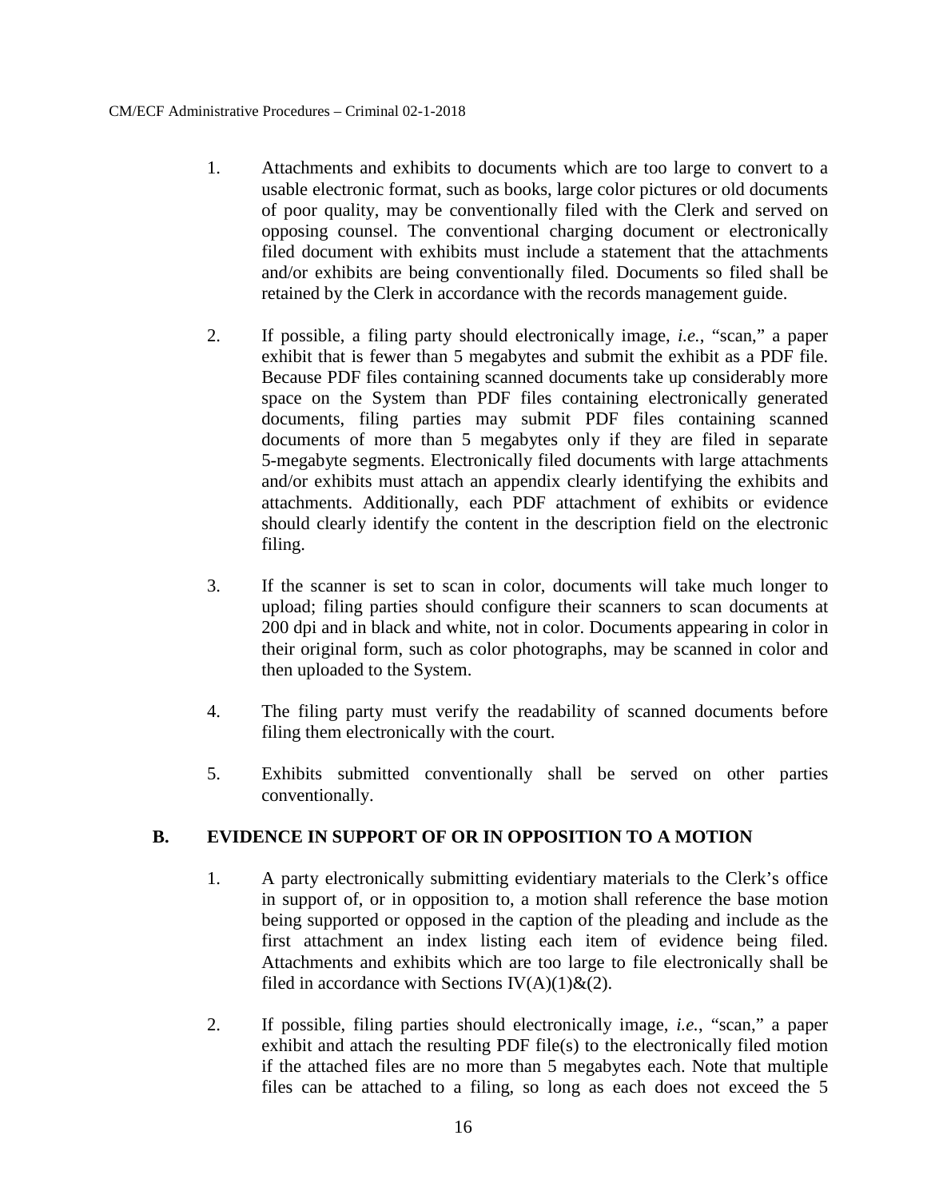1. Attachments and exhibits to documents which are too large to convert to a usable electronic format, such as books, large color pictures or old documents of poor quality, may be conventionally filed with the Clerk and served on opposing counsel. The conventional charging document or electronically filed document with exhibits must include a statement that the attachments and/or exhibits are being conventionally filed. Documents so filed shall be retained by the Clerk in accordance with the records management guide.

2. If possible, a filing party should electronically image, *i.e.*, "scan," a paper exhibit that is fewer than 5 megabytes and submit the exhibit as a PDF file. Because PDF files containing scanned documents take up considerably more space on the System than PDF files containing electronically generated documents, filing parties may submit PDF files containing scanned documents of more than 5 megabytes only if they are filed in separate 5-megabyte segments. Electronically filed documents with large attachments and/or exhibits must attach an appendix clearly identifying the exhibits and attachments. Additionally, each PDF attachment of exhibits or evidence should clearly identify the content in the description field on the electronic filing.

3. If the scanner is set to scan in color, documents will take much longer to upload; filing parties should configure their scanners to scan documents at 200 dpi and in black and white, not in color. Documents appearing in color in their original form, such as color photographs, may be scanned in color and then uploaded to the System.

4. The filing party must verify the readability of scanned documents before filing them electronically with the court.

5. Exhibits submitted conventionally shall be served on other parties conventionally.

### B. EVIDENCE IN SUPPORT OF OR IN OPPOSITION TO A MOTION

1. A party electronically submitting evidentiary materials to the Clerk's office in support of, or in opposition to, a motion shall reference the base motion being supported or opposed in the caption of the pleading and include as the first attachment an index listing each item of evidence being filed. Attachments and exhibits which are too large to file electronically shall be filed in accordance with Sections IV(A)(1)&(2).

2. If possible, filing parties should electronically image, *i.e.*, "scan," a paper exhibit and attach the resulting PDF file(s) to the electronically filed motion if the attached files are no more than 5 megabytes each. Note that multiple files can be attached to a filing, so long as each does not exceed the 5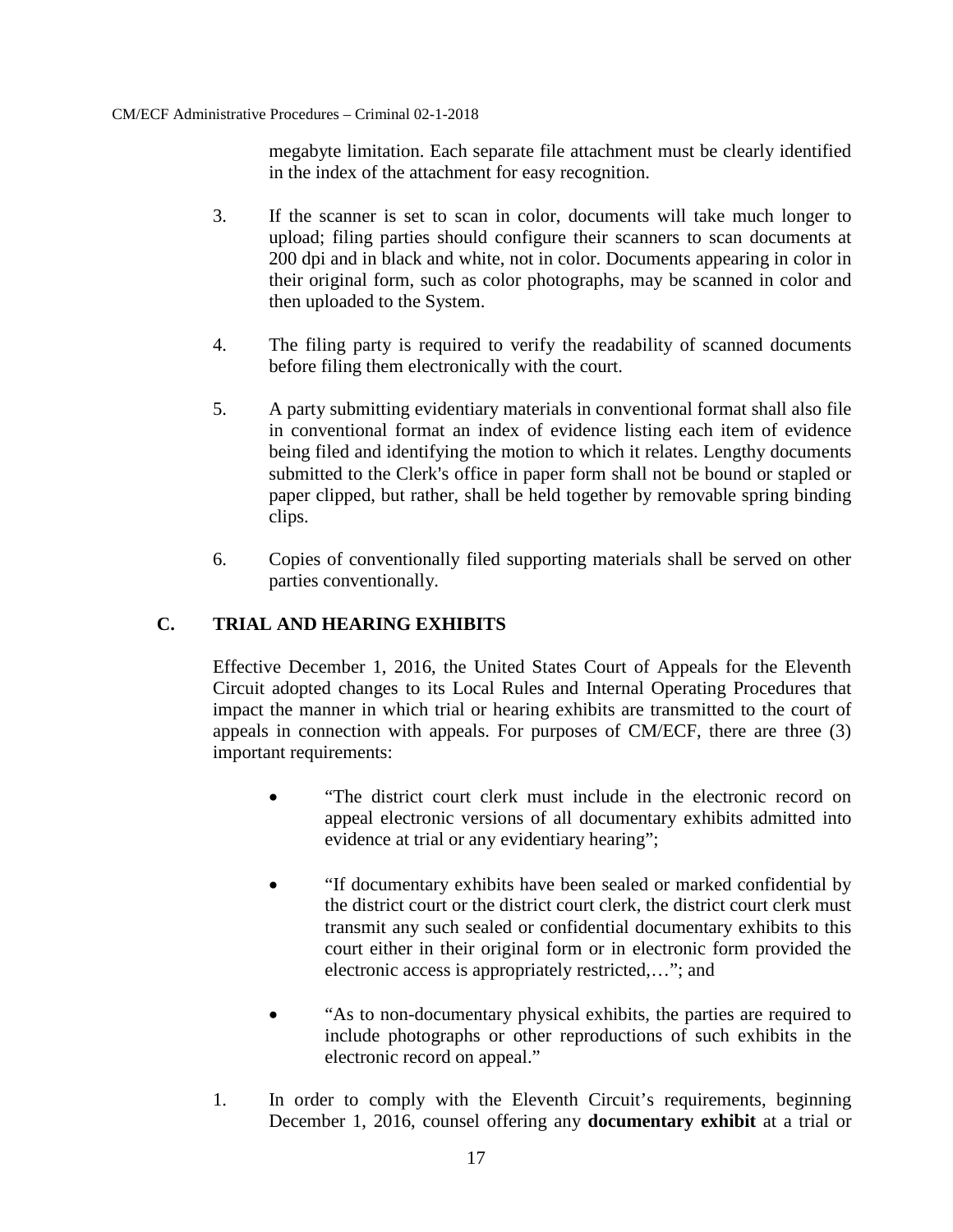megabyte limitation. Each separate file attachment must be clearly identified in the index of the attachment for easy recognition.

3. If the scanner is set to scan in color, documents will take much longer to upload; filing parties should configure their scanners to scan documents at 200 dpi and in black and white, not in color. Documents appearing in color in their original form, such as color photographs, may be scanned in color and then uploaded to the System.

4. The filing party is required to verify the readability of scanned documents before filing them electronically with the court.

5. A party submitting evidentiary materials in conventional format shall also file in conventional format an index of evidence listing each item of evidence being filed and identifying the motion to which it relates. Lengthy documents submitted to the Clerk's office in paper form shall not be bound or stapled or paper clipped, but rather, shall be held together by removable spring binding clips.

6. Copies of conventionally filed supporting materials shall be served on other parties conventionally.

## C. TRIAL AND HEARING EXHIBITS

Effective December 1, 2016, the United States Court of Appeals for the Eleventh Circuit adopted changes to its Local Rules and Internal Operating Procedures that impact the manner in which trial or hearing exhibits are transmitted to the court of appeals in connection with appeals. For purposes of CM/ECF, there are three (3) important requirements:

- "The district court clerk must include in the electronic record on appeal electronic versions of all documentary exhibits admitted into evidence at trial or any evidentiary hearing";
- "If documentary exhibits have been sealed or marked confidential by the district court or the district court clerk, the district court clerk must transmit any such sealed or confidential documentary exhibits to this court either in their original form or in electronic form provided the electronic access is appropriately restricted,…"; and
- "As to non-documentary physical exhibits, the parties are required to include photographs or other reproductions of such exhibits in the electronic record on appeal."

1. In order to comply with the Eleventh Circuit's requirements, beginning December 1, 2016, counsel offering any **documentary exhibit** at a trial or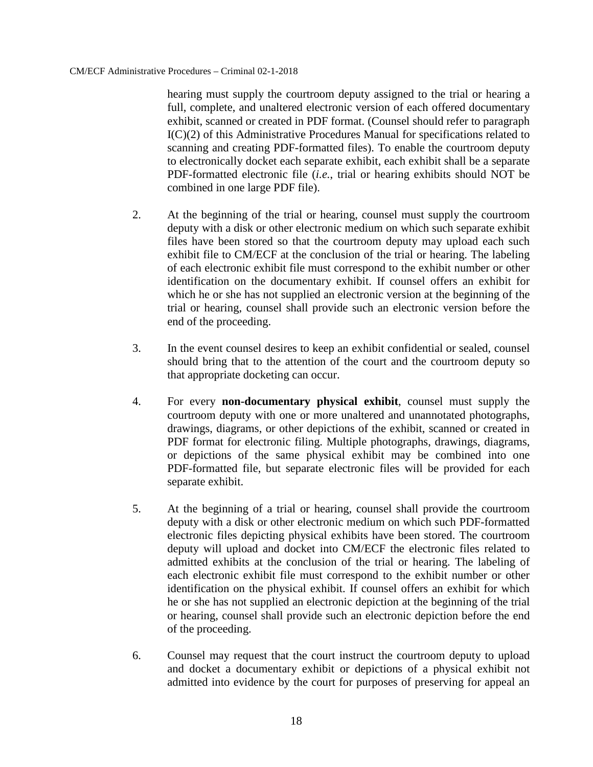hearing must supply the courtroom deputy assigned to the trial or hearing a full, complete, and unaltered electronic version of each offered documentary exhibit, scanned or created in PDF format. (Counsel should refer to paragraph I(C)(2) of this Administrative Procedures Manual for specifications related to scanning and creating PDF-formatted files). To enable the courtroom deputy to electronically docket each separate exhibit, each exhibit shall be a separate PDF-formatted electronic file (*i.e.*, trial or hearing exhibits should NOT be combined in one large PDF file).

2. At the beginning of the trial or hearing, counsel must supply the courtroom deputy with a disk or other electronic medium on which such separate exhibit files have been stored so that the courtroom deputy may upload each such exhibit file to CM/ECF at the conclusion of the trial or hearing. The labeling of each electronic exhibit file must correspond to the exhibit number or other identification on the documentary exhibit. If counsel offers an exhibit for which he or she has not supplied an electronic version at the beginning of the trial or hearing, counsel shall provide such an electronic version before the end of the proceeding.

3. In the event counsel desires to keep an exhibit confidential or sealed, counsel should bring that to the attention of the court and the courtroom deputy so that appropriate docketing can occur.

4. For every **non-documentary physical exhibit**, counsel must supply the courtroom deputy with one or more unaltered and unannotated photographs, drawings, diagrams, or other depictions of the exhibit, scanned or created in PDF format for electronic filing. Multiple photographs, drawings, diagrams, or depictions of the same physical exhibit may be combined into one PDF-formatted file, but separate electronic files will be provided for each separate exhibit.

5. At the beginning of a trial or hearing, counsel shall provide the courtroom deputy with a disk or other electronic medium on which such PDF-formatted electronic files depicting physical exhibits have been stored. The courtroom deputy will upload and docket into CM/ECF the electronic files related to admitted exhibits at the conclusion of the trial or hearing. The labeling of each electronic exhibit file must correspond to the exhibit number or other identification on the physical exhibit. If counsel offers an exhibit for which he or she has not supplied an electronic depiction at the beginning of the trial or hearing, counsel shall provide such an electronic depiction before the end of the proceeding.

6. Counsel may request that the court instruct the courtroom deputy to upload and docket a documentary exhibit or depictions of a physical exhibit not admitted into evidence by the court for purposes of preserving for appeal an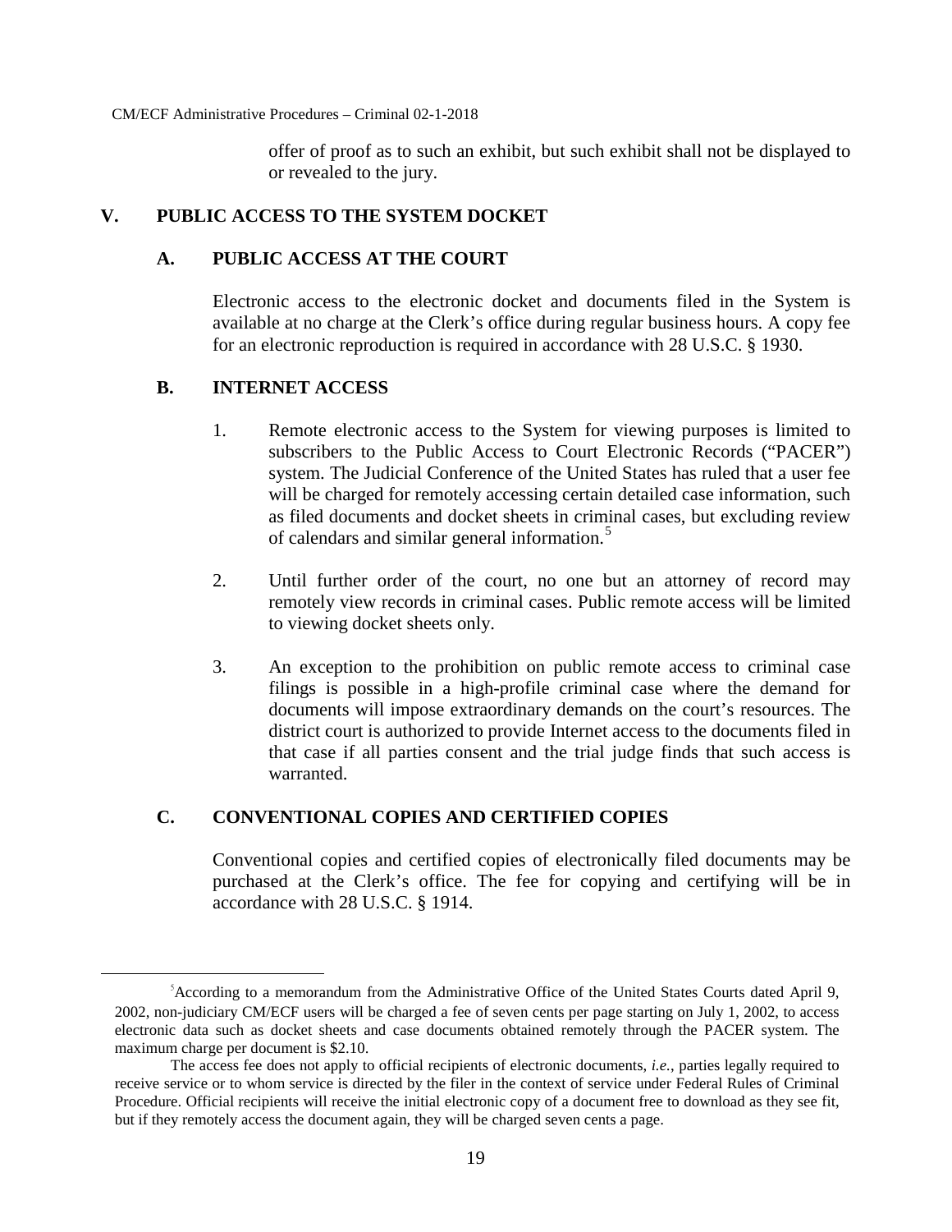offer of proof as to such an exhibit, but such exhibit shall not be displayed to or revealed to the jury.

## V. PUBLIC ACCESS TO THE SYSTEM DOCKET

### A. PUBLIC ACCESS AT THE COURT

Electronic access to the electronic docket and documents filed in the System is available at no charge at the Clerk's office during regular business hours. A copy fee for an electronic reproduction is required in accordance with 28 U.S.C. § 1930.

### B. INTERNET ACCESS

1. Remote electronic access to the System for viewing purposes is limited to subscribers to the Public Access to Court Electronic Records ("PACER") system. The Judicial Conference of the United States has ruled that a user fee will be charged for remotely accessing certain detailed case information, such as filed documents and docket sheets in criminal cases, but excluding review of calendars and similar general information.[5]

2. Until further order of the court, no one but an attorney of record may remotely view records in criminal cases. Public remote access will be limited to viewing docket sheets only.

3. An exception to the prohibition on public remote access to criminal case filings is possible in a high-profile criminal case where the demand for documents will impose extraordinary demands on the court's resources. The district court is authorized to provide Internet access to the documents filed in that case if all parties consent and the trial judge finds that such access is warranted.

### C. CONVENTIONAL COPIES AND CERTIFIED COPIES

Conventional copies and certified copies of electronically filed documents may be purchased at the Clerk's office. The fee for copying and certifying will be in accordance with 28 U.S.C. § 1914.

---

[5] According to a memorandum from the Administrative Office of the United States Courts dated April 9, 2002, non-judiciary CM/ECF users will be charged a fee of seven cents per page starting on July 1, 2002, to access electronic data such as docket sheets and case documents obtained remotely through the PACER system. The maximum charge per document is $2.10.

The access fee does not apply to official recipients of electronic documents, *i.e.*, parties legally required to receive service or to whom service is directed by the filer in the context of service under Federal Rules of Criminal Procedure. Official recipients will receive the initial electronic copy of a document free to download as they see fit, but if they remotely access the document again, they will be charged seven cents a page.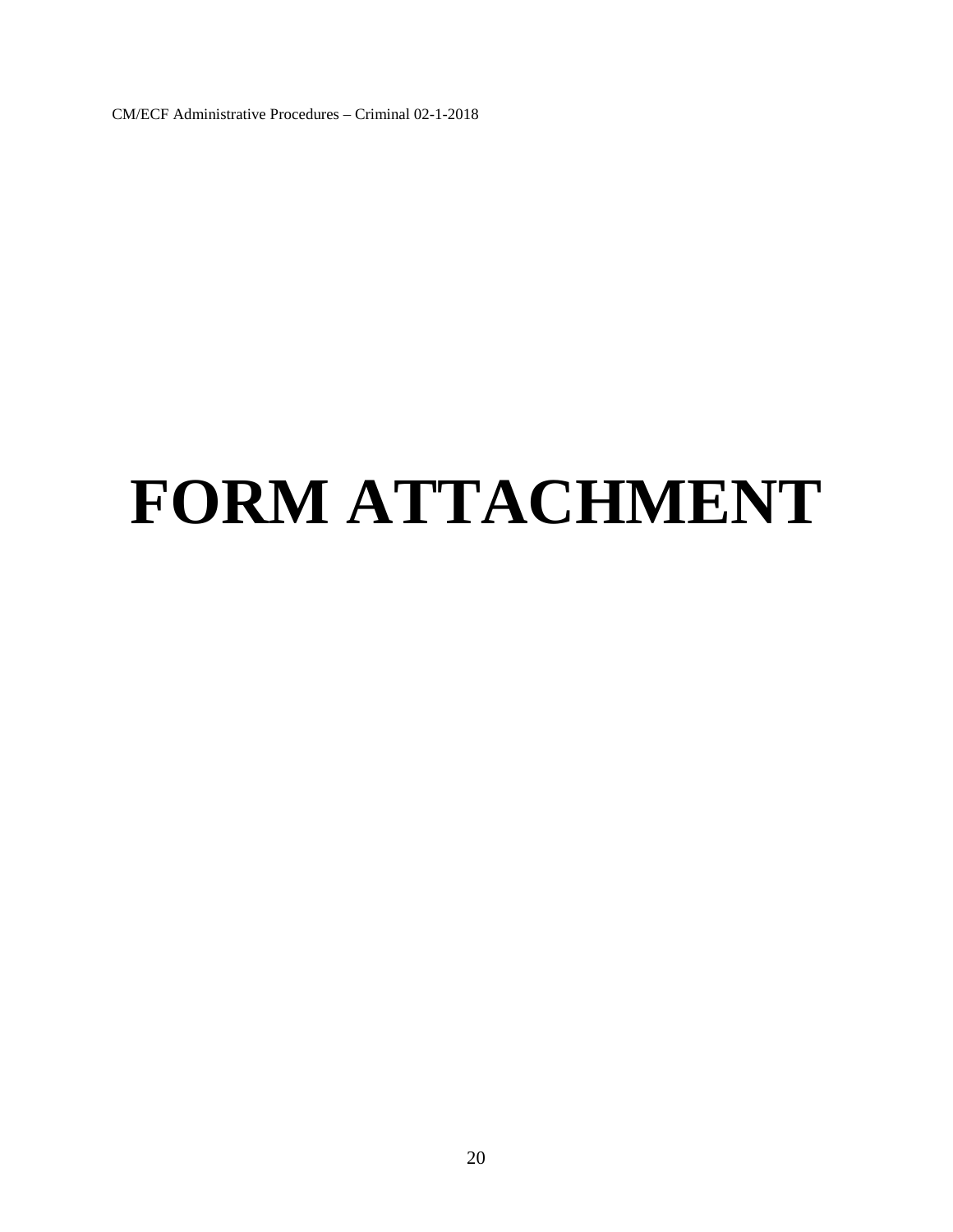# FORM ATTACHMENT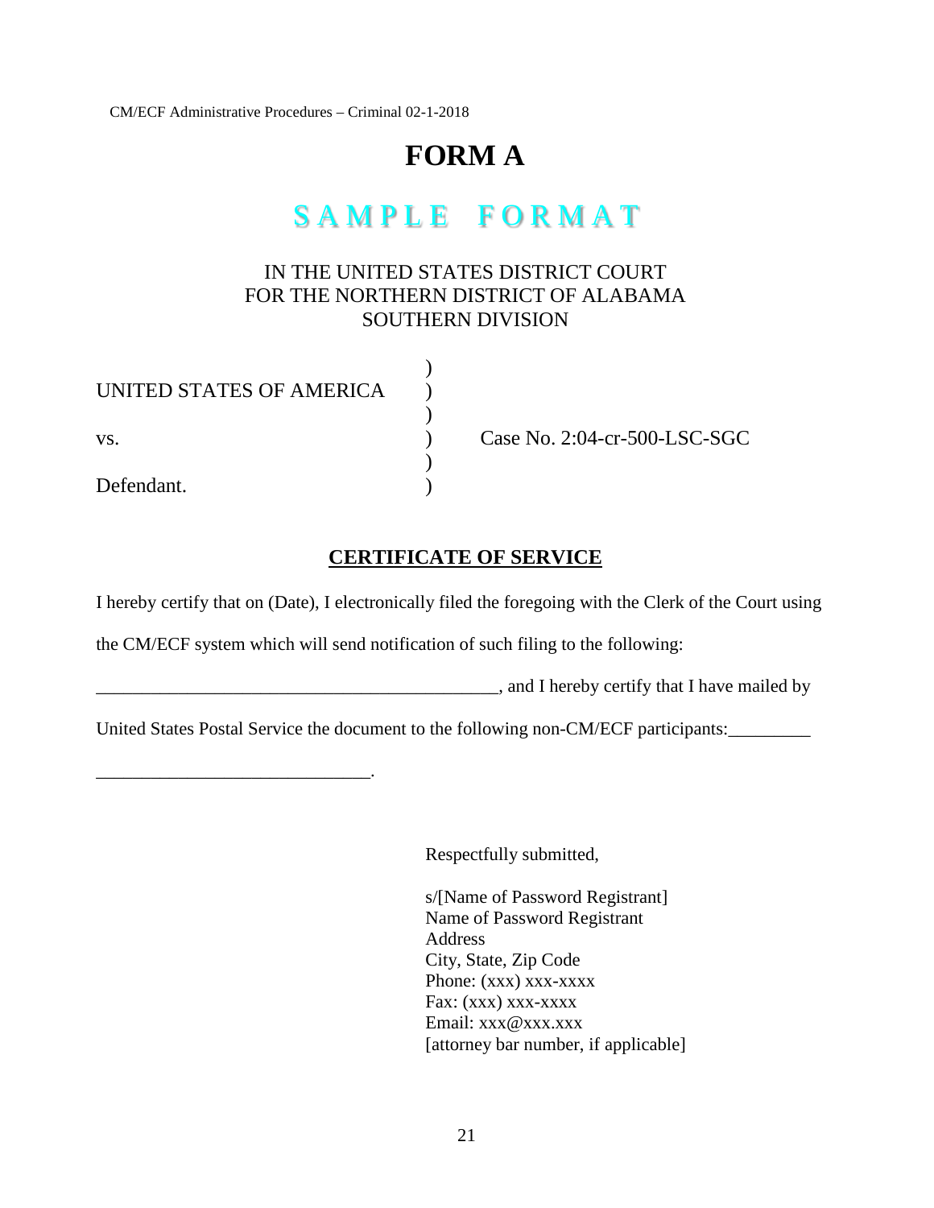# FORM A

## SAMPLE FORMAT

IN THE UNITED STATES DISTRICT COURT
FOR THE NORTHERN DISTRICT OF ALABAMA
SOUTHERN DIVISION

| | | |
|---|---|---|
| | ) | |
| UNITED STATES OF AMERICA | ) | |
| | ) | |
| vs. | ) | Case No. 2:04-cr-500-LSC-SGC |
| | ) | |
| Defendant. | ) | |

**CERTIFICATE OF SERVICE**

I hereby certify that on (Date), I electronically filed the foregoing with the Clerk of the Court using the CM/ECF system which will send notification of such filing to the following:

_____________________________________________, and I hereby certify that I have mailed by United States Postal Service the document to the following non-CM/ECF participants:_________ ______________________________.

Respectfully submitted,

s/[Name of Password Registrant]
Name of Password Registrant
Address
City, State, Zip Code
Phone: (xxx) xxx-xxxx
Fax: (xxx) xxx-xxxx
Email: xxx@xxx.xxx
[attorney bar number, if applicable]